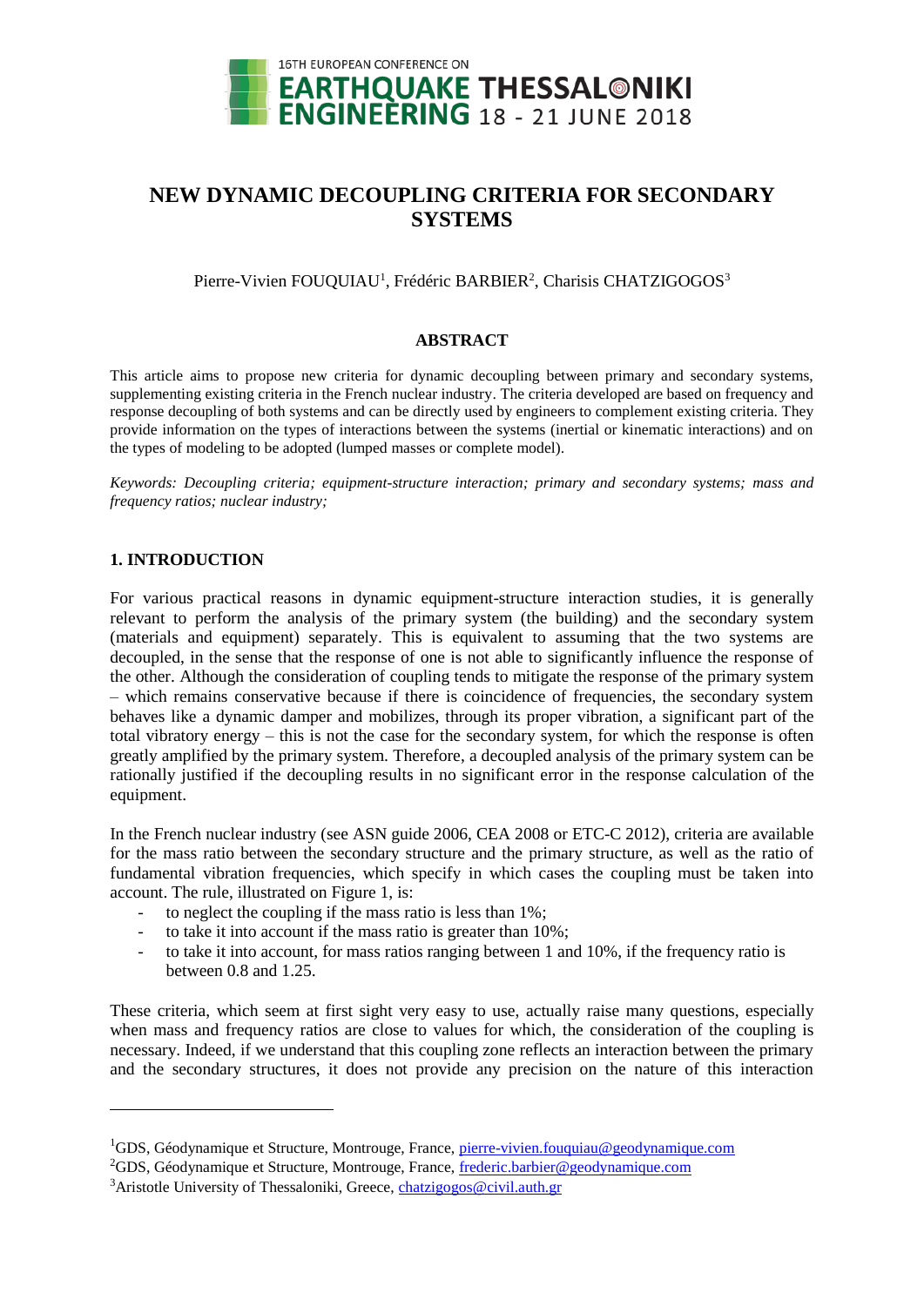# NEW DYNAMIC DECOUPLING CRITERIA FOR SECONDARY SYSTEMS

Pierre-Vivien FOUQUIAU[1], Frédéric BARBIER[2], Charisis CHATZIGOGOS[3]

## ABSTRACT

This article aims to propose new criteria for dynamic decoupling between primary and secondary systems, supplementing existing criteria in the French nuclear industry. The criteria developed are based on frequency and response decoupling of both systems and can be directly used by engineers to complement existing criteria. They provide information on the types of interactions between the systems (inertial or kinematic interactions) and on the types of modeling to be adopted (lumped masses or complete model).

*Keywords: Decoupling criteria; equipment-structure interaction; primary and secondary systems; mass and frequency ratios; nuclear industry;*

## 1. INTRODUCTION

For various practical reasons in dynamic equipment-structure interaction studies, it is generally relevant to perform the analysis of the primary system (the building) and the secondary system (materials and equipment) separately. This is equivalent to assuming that the two systems are decoupled, in the sense that the response of one is not able to significantly influence the response of the other. Although the consideration of coupling tends to mitigate the response of the primary system – which remains conservative because if there is coincidence of frequencies, the secondary system behaves like a dynamic damper and mobilizes, through its proper vibration, a significant part of the total vibratory energy – this is not the case for the secondary system, for which the response is often greatly amplified by the primary system. Therefore, a decoupled analysis of the primary system can be rationally justified if the decoupling results in no significant error in the response calculation of the equipment.

In the French nuclear industry (see ASN guide 2006, CEA 2008 or ETC-C 2012), criteria are available for the mass ratio between the secondary structure and the primary structure, as well as the ratio of fundamental vibration frequencies, which specify in which cases the coupling must be taken into account. The rule, illustrated on Figure 1, is:

- to neglect the coupling if the mass ratio is less than 1%;
- to take it into account if the mass ratio is greater than 10%;
- to take it into account, for mass ratios ranging between 1 and 10%, if the frequency ratio is between 0.8 and 1.25.

These criteria, which seem at first sight very easy to use, actually raise many questions, especially when mass and frequency ratios are close to values for which, the consideration of the coupling is necessary. Indeed, if we understand that this coupling zone reflects an interaction between the primary and the secondary structures, it does not provide any precision on the nature of this interaction

---

[1]GDS, Géodynamique et Structure, Montrouge, France, pierre-vivien.fouquiau@geodynamique.com

[2]GDS, Géodynamique et Structure, Montrouge, France, frederic.barbier@geodynamique.com

[3]Aristotle University of Thessaloniki, Greece, chatzigogos@civil.auth.gr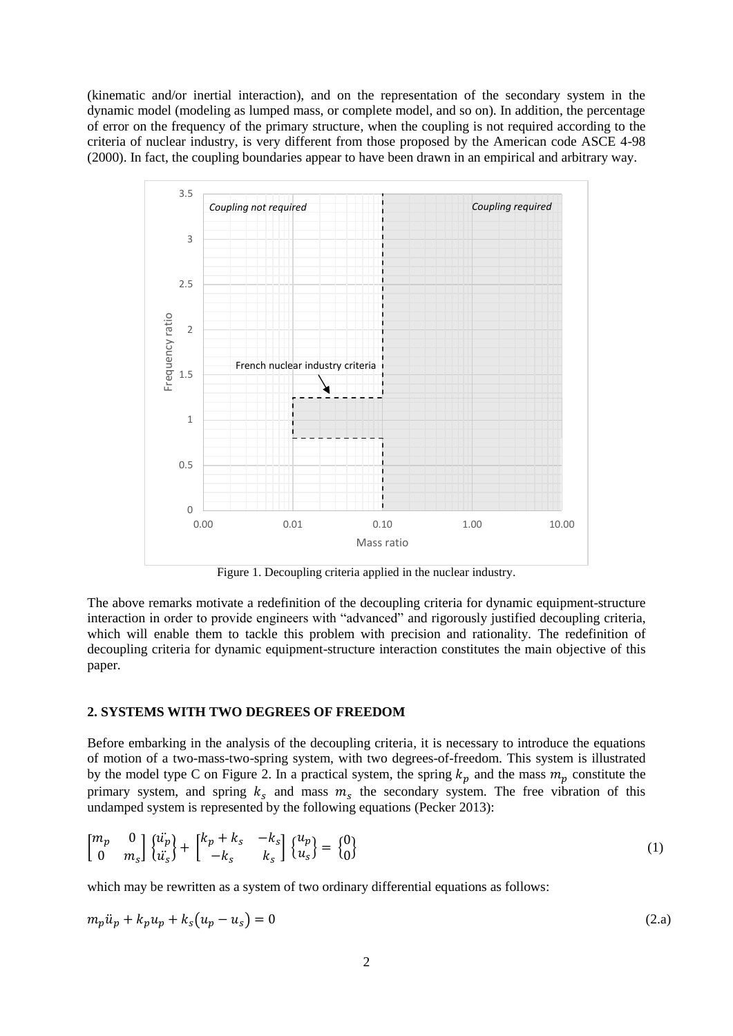(kinematic and/or inertial interaction), and on the representation of the secondary system in the dynamic model (modeling as lumped mass, or complete model, and so on). In addition, the percentage of error on the frequency of the primary structure, when the coupling is not required according to the criteria of nuclear industry, is very different from those proposed by the American code ASCE 4-98 (2000). In fact, the coupling boundaries appear to have been drawn in an empirical and arbitrary way.

Figure 1. Decoupling criteria applied in the nuclear industry.

The above remarks motivate a redefinition of the decoupling criteria for dynamic equipment-structure interaction in order to provide engineers with "advanced" and rigorously justified decoupling criteria, which will enable them to tackle this problem with precision and rationality. The redefinition of decoupling criteria for dynamic equipment-structure interaction constitutes the main objective of this paper.

## 2. SYSTEMS WITH TWO DEGREES OF FREEDOM

Before embarking in the analysis of the decoupling criteria, it is necessary to introduce the equations of motion of a two-mass-two-spring system, with two degrees-of-freedom. This system is illustrated by the model type C on Figure 2. In a practical system, the spring $k_p$ and the mass $m_p$ constitute the primary system, and spring $k_s$ and mass $m_s$ the secondary system. The free vibration of this undamped system is represented by the following equations (Pecker 2013):

$$\begin{bmatrix} m_p & 0 \\ 0 & m_s \end{bmatrix} \begin{Bmatrix} \ddot{u}_p \\ \ddot{u}_s \end{Bmatrix} + \begin{bmatrix} k_p + k_s & -k_s \\ -k_s & k_s \end{bmatrix} \begin{Bmatrix} u_p \\ u_s \end{Bmatrix} = \begin{Bmatrix} 0 \\ 0 \end{Bmatrix} \tag{1}$$

which may be rewritten as a system of two ordinary differential equations as follows:

$$m_p \ddot{u}_p + k_p u_p + k_s (u_p - u_s) = 0 \tag{2.a}$$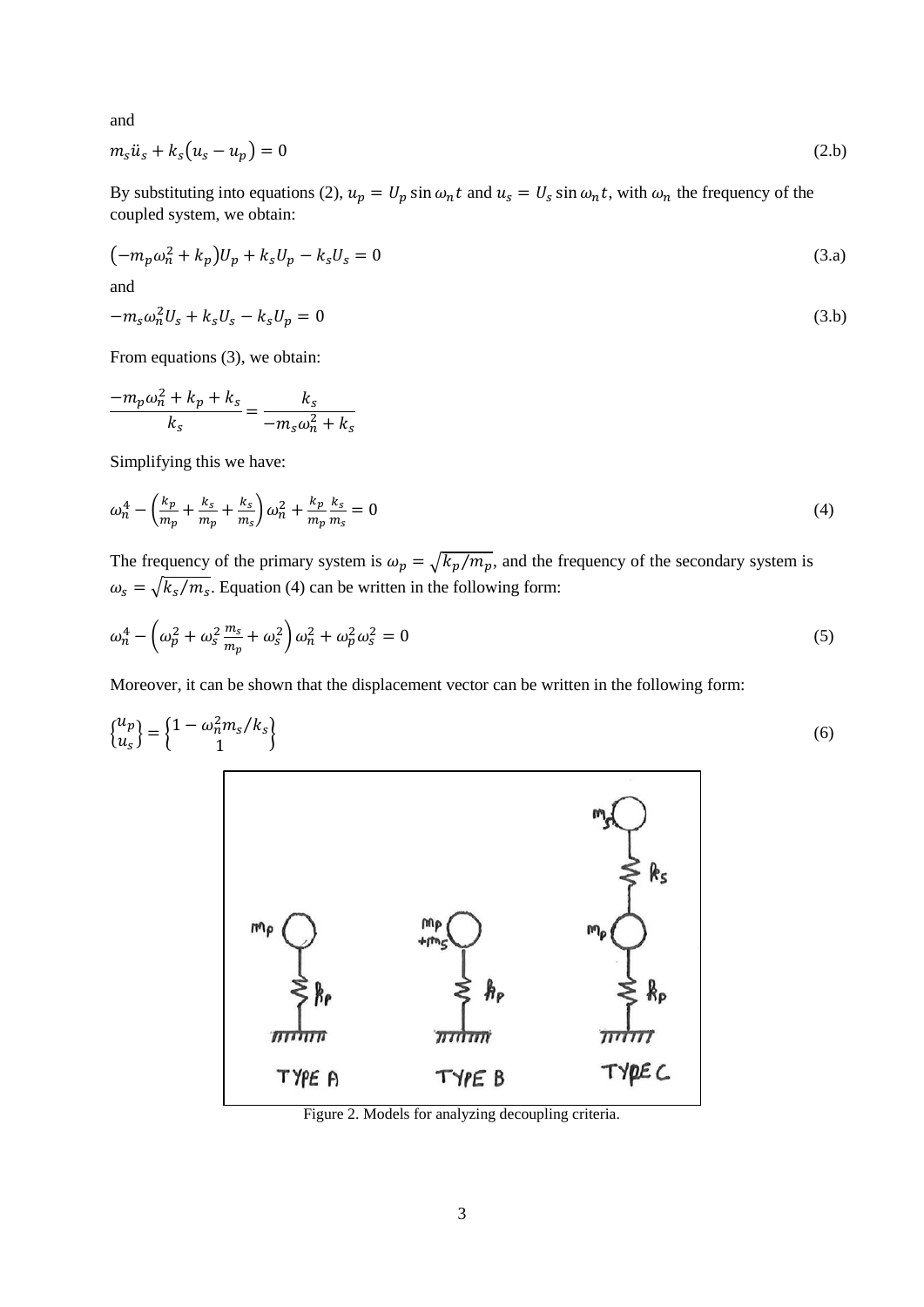and

$$m_s \ddot{u}_s + k_s(u_s - u_p) = 0 \tag{2.b}$$

By substituting into equations (2), $u_p = U_p \sin \omega_n t$ and $u_s = U_s \sin \omega_n t$, with $\omega_n$ the frequency of the coupled system, we obtain:

$$(-m_p \omega_n^2 + k_p)U_p + k_s U_p - k_s U_s = 0 \tag{3.a}$$

and

$$-m_s \omega_n^2 U_s + k_s U_s - k_s U_p = 0 \tag{3.b}$$

From equations (3), we obtain:

$$\frac{-m_p \omega_n^2 + k_p + k_s}{k_s} = \frac{k_s}{-m_s \omega_n^2 + k_s}$$

Simplifying this we have:

$$\omega_n^4 - \left(\frac{k_p}{m_p} + \frac{k_s}{m_p} + \frac{k_s}{m_s}\right)\omega_n^2 + \frac{k_p}{m_p}\frac{k_s}{m_s} = 0 \tag{4}$$

The frequency of the primary system is $\omega_p = \sqrt{k_p/m_p}$, and the frequency of the secondary system is $\omega_s = \sqrt{k_s/m_s}$. Equation (4) can be written in the following form:

$$\omega_n^4 - \left(\omega_p^2 + \omega_s^2 \frac{m_s}{m_p} + \omega_s^2\right)\omega_n^2 + \omega_p^2 \omega_s^2 = 0 \tag{5}$$

Moreover, it can be shown that the displacement vector can be written in the following form:

$$\begin{Bmatrix} u_p \\ u_s \end{Bmatrix} = \begin{Bmatrix} 1 - \omega_n^2 m_s / k_s \\ 1 \end{Bmatrix} \tag{6}$$

Figure 2. Models for analyzing decoupling criteria.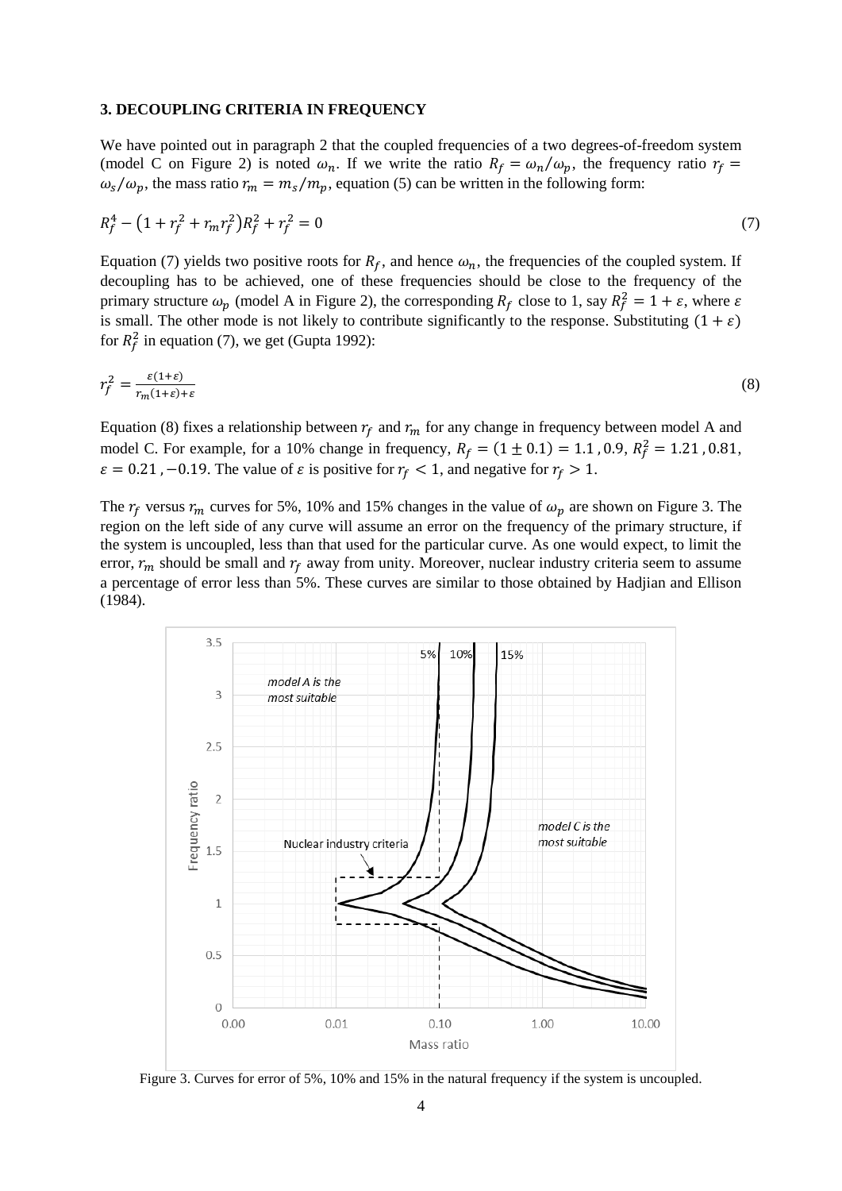### 3. DECOUPLING CRITERIA IN FREQUENCY

We have pointed out in paragraph 2 that the coupled frequencies of a two degrees-of-freedom system (model C on Figure 2) is noted $\omega_n$. If we write the ratio $R_f = \omega_n/\omega_p$, the frequency ratio $r_f = \omega_s/\omega_p$, the mass ratio $r_m = m_s/m_p$, equation (5) can be written in the following form:

$$R_f^4 - \left(1 + r_f^2 + r_m r_f^2\right) R_f^2 + r_f^2 = 0 \tag{7}$$

Equation (7) yields two positive roots for $R_f$, and hence $\omega_n$, the frequencies of the coupled system. If decoupling has to be achieved, one of these frequencies should be close to the frequency of the primary structure $\omega_p$ (model A in Figure 2), the corresponding $R_f$ close to 1, say $R_f^2 = 1 + \varepsilon$, where $\varepsilon$ is small. The other mode is not likely to contribute significantly to the response. Substituting $(1 + \varepsilon)$ for $R_f^2$ in equation (7), we get (Gupta 1992):

$$r_f^2 = \frac{\varepsilon(1+\varepsilon)}{r_m(1+\varepsilon)+\varepsilon} \tag{8}$$

Equation (8) fixes a relationship between $r_f$ and $r_m$ for any change in frequency between model A and model C. For example, for a 10% change in frequency, $R_f = (1 \pm 0.1) = 1.1\,, 0.9$, $R_f^2 = 1.21\,, 0.81$, $\varepsilon = 0.21\,, -0.19$. The value of $\varepsilon$ is positive for $r_f < 1$, and negative for $r_f > 1$.

The $r_f$ versus $r_m$ curves for 5%, 10% and 15% changes in the value of $\omega_p$ are shown on Figure 3. The region on the left side of any curve will assume an error on the frequency of the primary structure, if the system is uncoupled, less than that used for the particular curve. As one would expect, to limit the error, $r_m$ should be small and $r_f$ away from unity. Moreover, nuclear industry criteria seem to assume a percentage of error less than 5%. These curves are similar to those obtained by Hadjian and Ellison (1984).

Figure 3. Curves for error of 5%, 10% and 15% in the natural frequency if the system is uncoupled.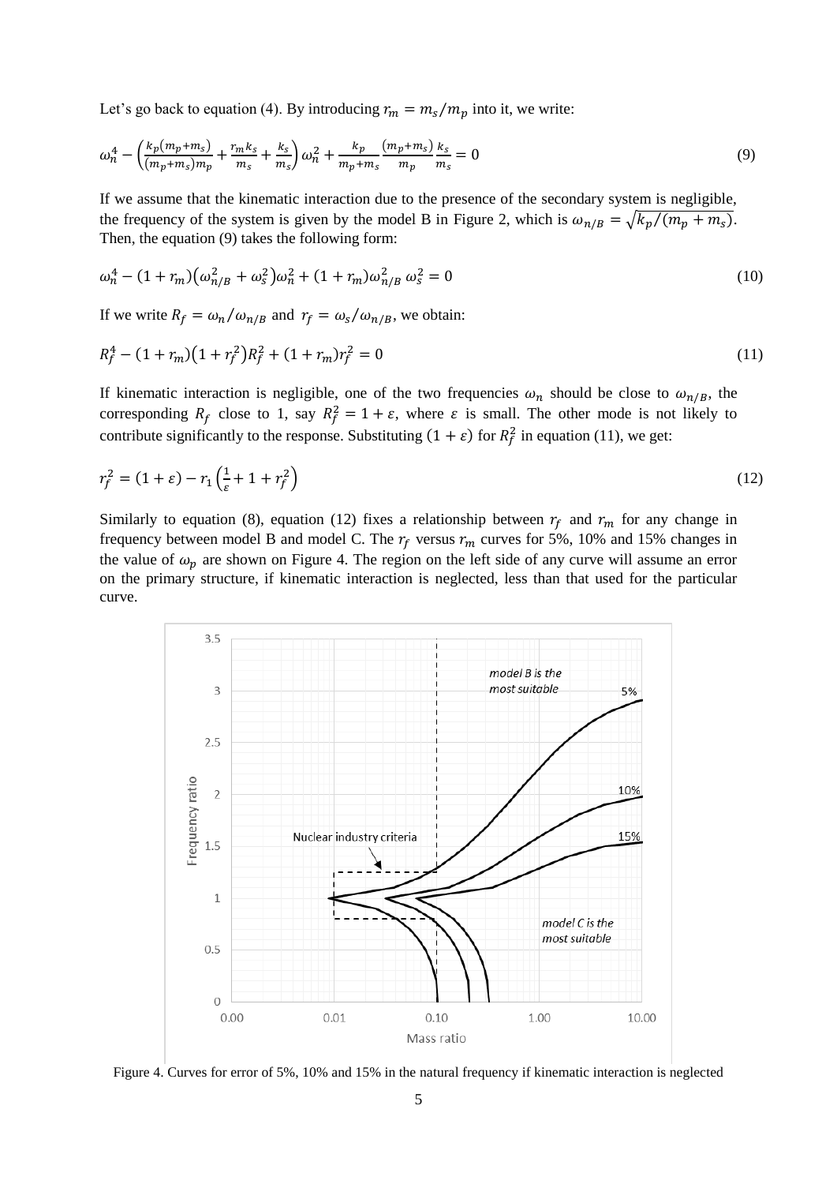Let's go back to equation (4). By introducing $r_m = m_s/m_p$ into it, we write:

$$\omega_n^4 - \left(\frac{k_p(m_p+m_s)}{(m_p+m_s)m_p} + \frac{r_m k_s}{m_s} + \frac{k_s}{m_s}\right)\omega_n^2 + \frac{k_p}{m_p+m_s}\frac{(m_p+m_s)}{m_p}\frac{k_s}{m_s} = 0 \tag{9}$$

If we assume that the kinematic interaction due to the presence of the secondary system is negligible, the frequency of the system is given by the model B in Figure 2, which is $\omega_{n/B} = \sqrt{k_p/(m_p+m_s)}$. Then, the equation (9) takes the following form:

$$\omega_n^4 - (1+r_m)\left(\omega_{n/B}^2 + \omega_s^2\right)\omega_n^2 + (1+r_m)\omega_{n/B}^2\,\omega_s^2 = 0 \tag{10}$$

If we write $R_f = \omega_n/\omega_{n/B}$ and $r_f = \omega_s/\omega_{n/B}$, we obtain:

$$R_f^4 - (1+r_m)\left(1+r_f^2\right)R_f^2 + (1+r_m)r_f^2 = 0 \tag{11}$$

If kinematic interaction is negligible, one of the two frequencies $\omega_n$ should be close to $\omega_{n/B}$, the corresponding $R_f$ close to 1, say $R_f^2 = 1+\varepsilon$, where $\varepsilon$ is small. The other mode is not likely to contribute significantly to the response. Substituting $(1+\varepsilon)$ for $R_f^2$ in equation (11), we get:

$$r_f^2 = (1+\varepsilon) - r_1\left(\frac{1}{\varepsilon} + 1 + r_f^2\right) \tag{12}$$

Similarly to equation (8), equation (12) fixes a relationship between $r_f$ and $r_m$ for any change in frequency between model B and model C. The $r_f$ versus $r_m$ curves for 5%, 10% and 15% changes in the value of $\omega_p$ are shown on Figure 4. The region on the left side of any curve will assume an error on the primary structure, if kinematic interaction is neglected, less than that used for the particular curve.

Figure 4. Curves for error of 5%, 10% and 15% in the natural frequency if kinematic interaction is neglected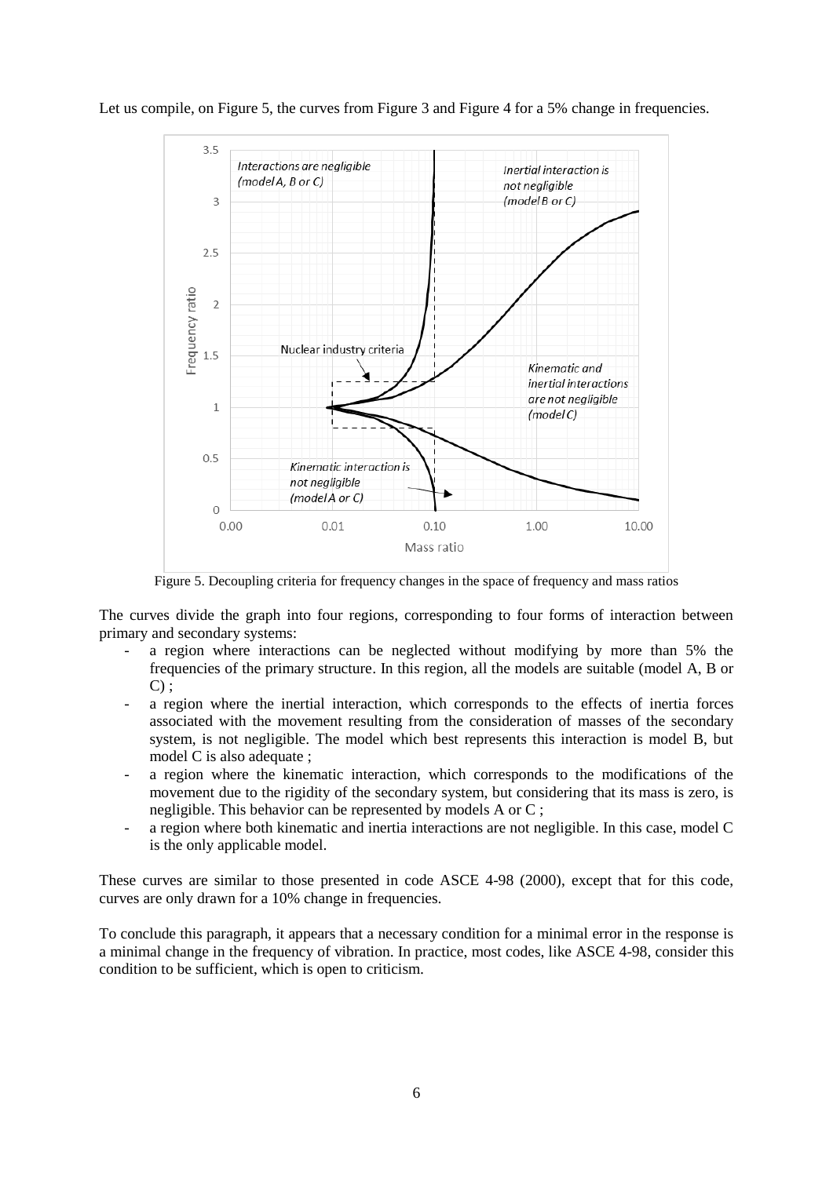Let us compile, on Figure 5, the curves from Figure 3 and Figure 4 for a 5% change in frequencies.

Figure 5. Decoupling criteria for frequency changes in the space of frequency and mass ratios

The curves divide the graph into four regions, corresponding to four forms of interaction between primary and secondary systems:

- a region where interactions can be neglected without modifying by more than 5% the frequencies of the primary structure. In this region, all the models are suitable (model A, B or C) ;
- a region where the inertial interaction, which corresponds to the effects of inertia forces associated with the movement resulting from the consideration of masses of the secondary system, is not negligible. The model which best represents this interaction is model B, but model C is also adequate ;
- a region where the kinematic interaction, which corresponds to the modifications of the movement due to the rigidity of the secondary system, but considering that its mass is zero, is negligible. This behavior can be represented by models A or C ;
- a region where both kinematic and inertia interactions are not negligible. In this case, model C is the only applicable model.

These curves are similar to those presented in code ASCE 4-98 (2000), except that for this code, curves are only drawn for a 10% change in frequencies.

To conclude this paragraph, it appears that a necessary condition for a minimal error in the response is a minimal change in the frequency of vibration. In practice, most codes, like ASCE 4-98, consider this condition to be sufficient, which is open to criticism.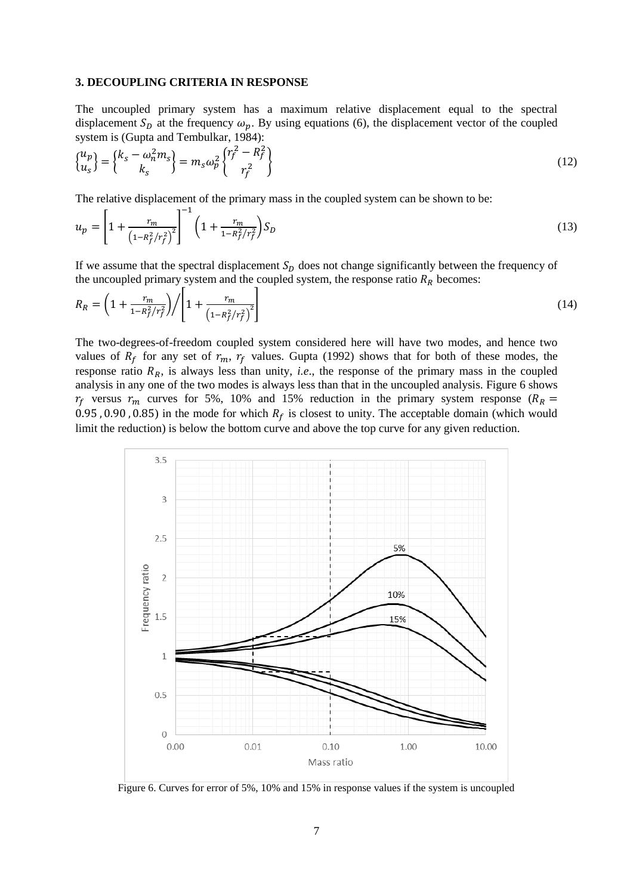### 3. DECOUPLING CRITERIA IN RESPONSE

The uncoupled primary system has a maximum relative displacement equal to the spectral displacement $S_D$ at the frequency $\omega_p$. By using equations (6), the displacement vector of the coupled system is (Gupta and Tembulkar, 1984):

$$\begin{Bmatrix} u_p \\ u_s \end{Bmatrix} = \begin{Bmatrix} k_s - \omega_n^2 m_s \\ k_s \end{Bmatrix} = m_s \omega_p^2 \begin{Bmatrix} r_f^2 - R_f^2 \\ r_f^2 \end{Bmatrix} \tag{12}$$

The relative displacement of the primary mass in the coupled system can be shown to be:

$$u_p = \left[1 + \frac{r_m}{\left(1 - R_f^2/r_f^2\right)^2}\right]^{-1} \left(1 + \frac{r_m}{1 - R_f^2/r_f^2}\right) S_D \tag{13}$$

If we assume that the spectral displacement $S_D$ does not change significantly between the frequency of the uncoupled primary system and the coupled system, the response ratio $R_R$ becomes:

$$R_R = \left(1 + \frac{r_m}{1 - R_f^2/r_f^2}\right) \Bigg/ \left[1 + \frac{r_m}{\left(1 - R_f^2/r_f^2\right)^2}\right] \tag{14}$$

The two-degrees-of-freedom coupled system considered here will have two modes, and hence two values of $R_f$ for any set of $r_m$, $r_f$ values. Gupta (1992) shows that for both of these modes, the response ratio $R_R$, is always less than unity, *i.e.*, the response of the primary mass in the coupled analysis in any one of the two modes is always less than that in the uncoupled analysis. Figure 6 shows $r_f$ versus $r_m$ curves for 5%, 10% and 15% reduction in the primary system response ($R_R = 0.95, 0.90, 0.85$) in the mode for which $R_f$ is closest to unity. The acceptable domain (which would limit the reduction) is below the bottom curve and above the top curve for any given reduction.

Figure 6. Curves for error of 5%, 10% and 15% in response values if the system is uncoupled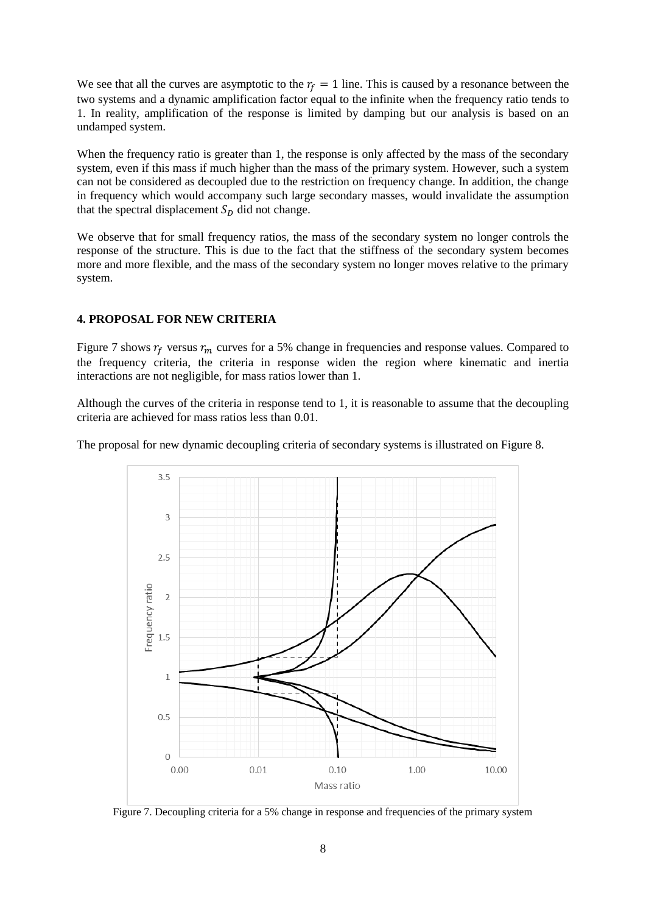We see that all the curves are asymptotic to the $r_f = 1$ line. This is caused by a resonance between the two systems and a dynamic amplification factor equal to the infinite when the frequency ratio tends to 1. In reality, amplification of the response is limited by damping but our analysis is based on an undamped system.

When the frequency ratio is greater than 1, the response is only affected by the mass of the secondary system, even if this mass if much higher than the mass of the primary system. However, such a system can not be considered as decoupled due to the restriction on frequency change. In addition, the change in frequency which would accompany such large secondary masses, would invalidate the assumption that the spectral displacement $S_D$ did not change.

We observe that for small frequency ratios, the mass of the secondary system no longer controls the response of the structure. This is due to the fact that the stiffness of the secondary system becomes more and more flexible, and the mass of the secondary system no longer moves relative to the primary system.

## 4. PROPOSAL FOR NEW CRITERIA

Figure 7 shows $r_f$ versus $r_m$ curves for a 5% change in frequencies and response values. Compared to the frequency criteria, the criteria in response widen the region where kinematic and inertia interactions are not negligible, for mass ratios lower than 1.

Although the curves of the criteria in response tend to 1, it is reasonable to assume that the decoupling criteria are achieved for mass ratios less than 0.01.

The proposal for new dynamic decoupling criteria of secondary systems is illustrated on Figure 8.

Figure 7. Decoupling criteria for a 5% change in response and frequencies of the primary system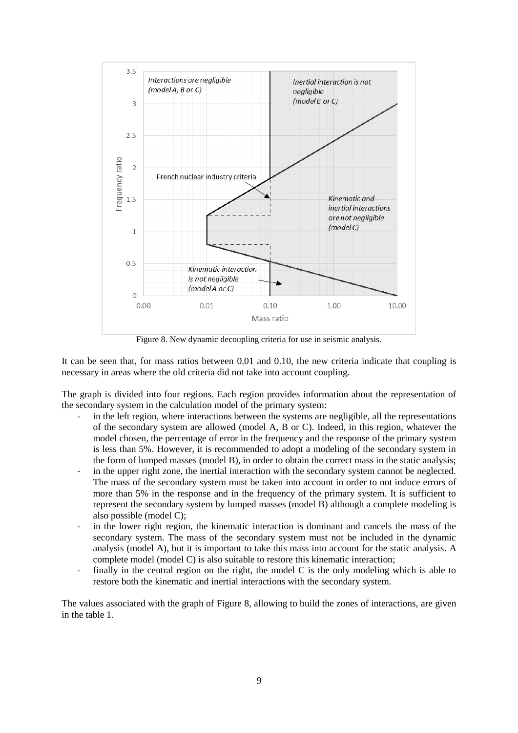Figure 8. New dynamic decoupling criteria for use in seismic analysis.

It can be seen that, for mass ratios between 0.01 and 0.10, the new criteria indicate that coupling is necessary in areas where the old criteria did not take into account coupling.

The graph is divided into four regions. Each region provides information about the representation of the secondary system in the calculation model of the primary system:

- in the left region, where interactions between the systems are negligible, all the representations of the secondary system are allowed (model A, B or C). Indeed, in this region, whatever the model chosen, the percentage of error in the frequency and the response of the primary system is less than 5%. However, it is recommended to adopt a modeling of the secondary system in the form of lumped masses (model B), in order to obtain the correct mass in the static analysis;
- in the upper right zone, the inertial interaction with the secondary system cannot be neglected. The mass of the secondary system must be taken into account in order to not induce errors of more than 5% in the response and in the frequency of the primary system. It is sufficient to represent the secondary system by lumped masses (model B) although a complete modeling is also possible (model C);
- in the lower right region, the kinematic interaction is dominant and cancels the mass of the secondary system. The mass of the secondary system must not be included in the dynamic analysis (model A), but it is important to take this mass into account for the static analysis. A complete model (model C) is also suitable to restore this kinematic interaction;
- finally in the central region on the right, the model C is the only modeling which is able to restore both the kinematic and inertial interactions with the secondary system.

The values associated with the graph of Figure 8, allowing to build the zones of interactions, are given in the table 1.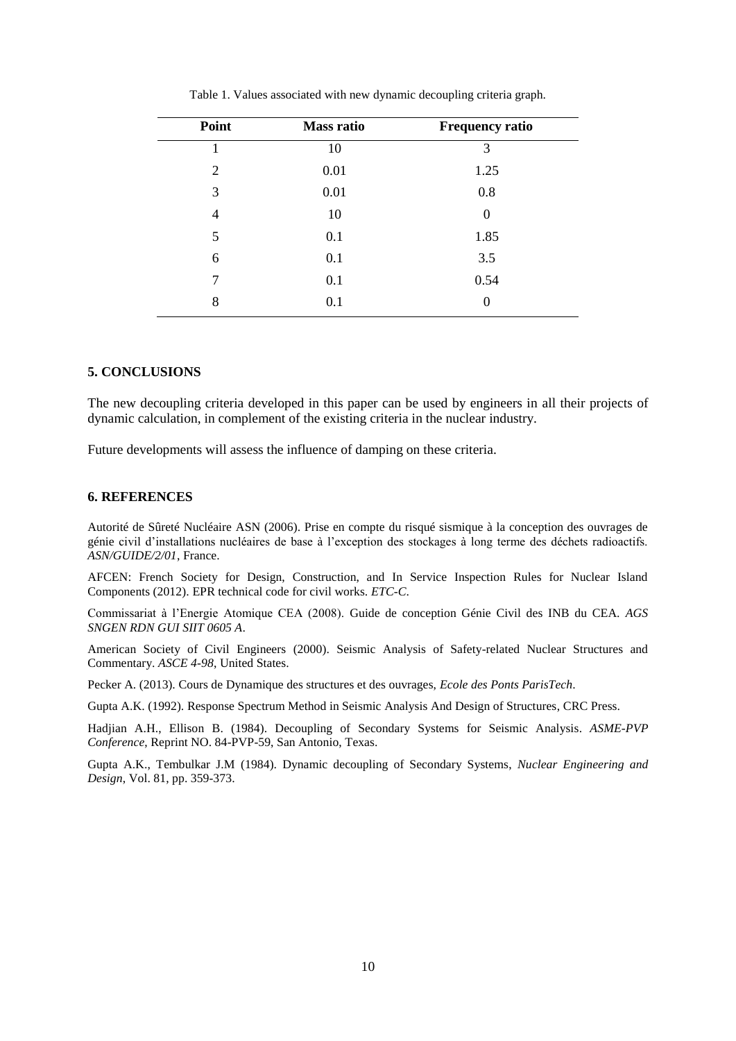Table 1. Values associated with new dynamic decoupling criteria graph.

| Point | Mass ratio | Frequency ratio |
|---|---|---|
| 1 | 10 | 3 |
| 2 | 0.01 | 1.25 |
| 3 | 0.01 | 0.8 |
| 4 | 10 | 0 |
| 5 | 0.1 | 1.85 |
| 6 | 0.1 | 3.5 |
| 7 | 0.1 | 0.54 |
| 8 | 0.1 | 0 |

## 5. CONCLUSIONS

The new decoupling criteria developed in this paper can be used by engineers in all their projects of dynamic calculation, in complement of the existing criteria in the nuclear industry.

Future developments will assess the influence of damping on these criteria.

## 6. REFERENCES

Autorité de Sûreté Nucléaire ASN (2006). Prise en compte du risqué sismique à la conception des ouvrages de génie civil d'installations nucléaires de base à l'exception des stockages à long terme des déchets radioactifs. *ASN/GUIDE/2/01*, France.

AFCEN: French Society for Design, Construction, and In Service Inspection Rules for Nuclear Island Components (2012). EPR technical code for civil works. *ETC-C.*

Commissariat à l'Energie Atomique CEA (2008). Guide de conception Génie Civil des INB du CEA. *AGS SNGEN RDN GUI SIIT 0605 A*.

American Society of Civil Engineers (2000). Seismic Analysis of Safety-related Nuclear Structures and Commentary. *ASCE 4-98*, United States.

Pecker A. (2013). Cours de Dynamique des structures et des ouvrages, *Ecole des Ponts ParisTech*.

Gupta A.K. (1992). Response Spectrum Method in Seismic Analysis And Design of Structures, CRC Press.

Hadjian A.H., Ellison B. (1984). Decoupling of Secondary Systems for Seismic Analysis. *ASME-PVP Conference*, Reprint NO. 84-PVP-59, San Antonio, Texas.

Gupta A.K., Tembulkar J.M (1984). Dynamic decoupling of Secondary Systems, *Nuclear Engineering and Design*, Vol. 81, pp. 359-373.